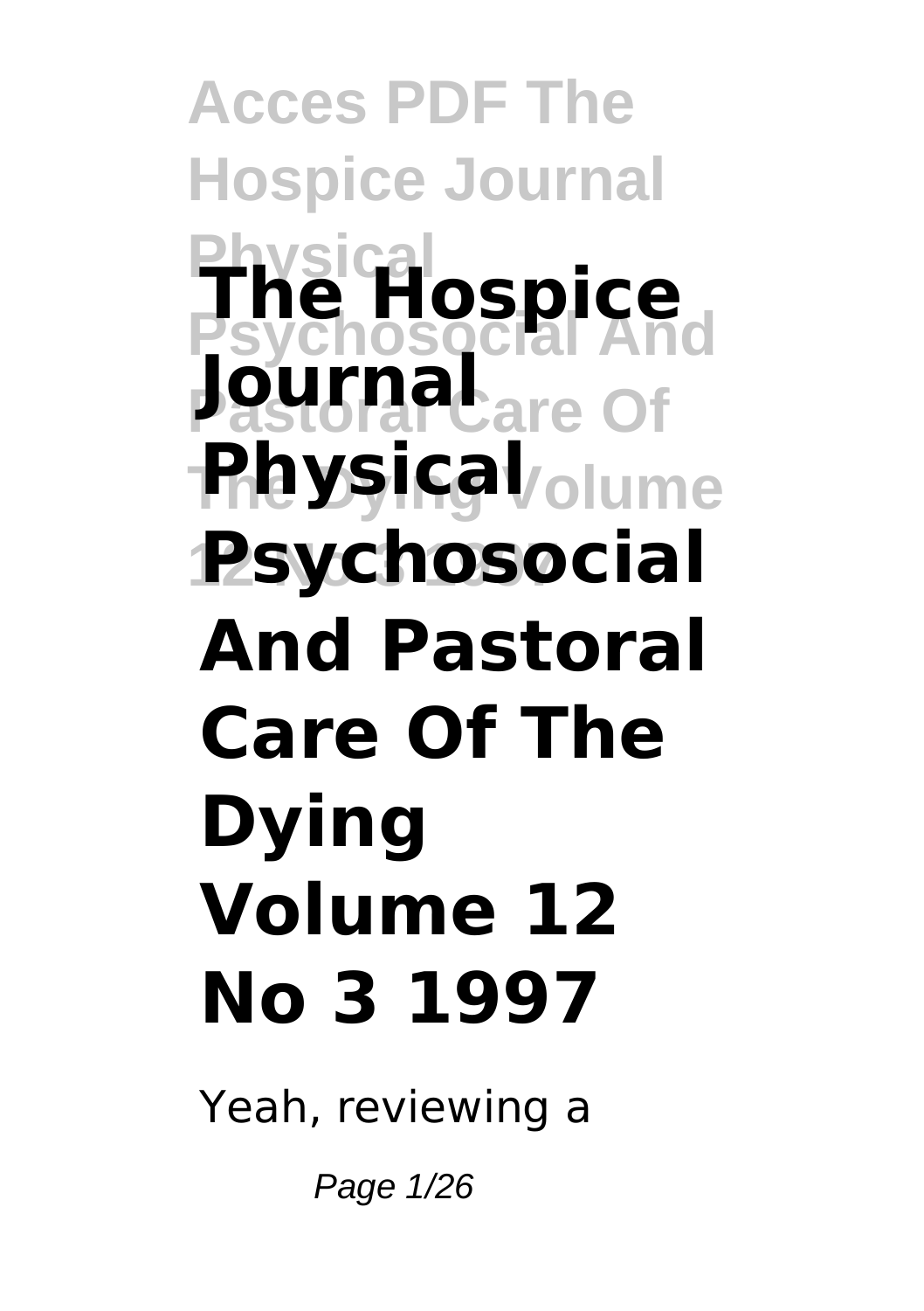# The Hospice Journal Physical Psychosocial And Pastoral Care Of The Dying Volume 12 No 3 1997

Yeah, reviewing a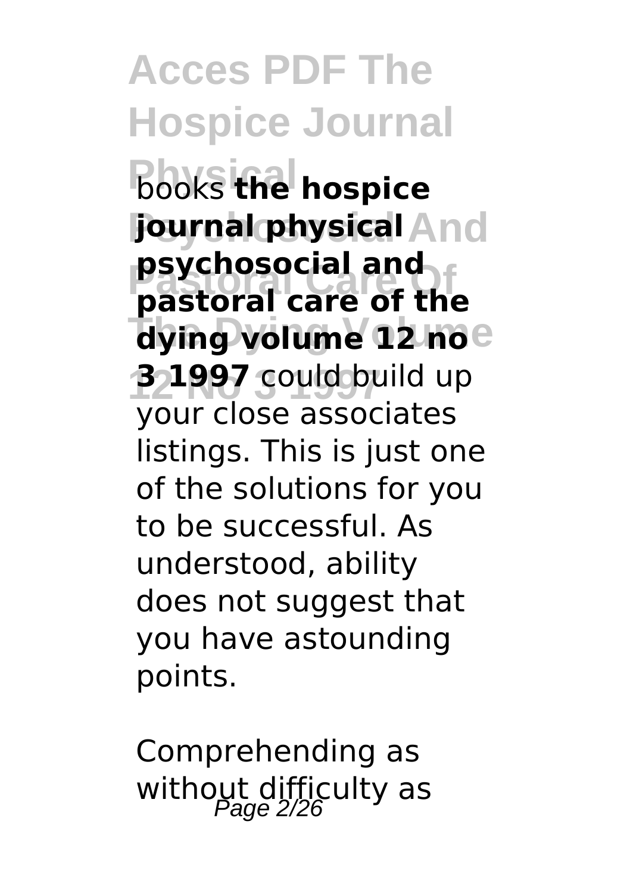books **the hospice journal physical psychosocial and pastoral care of the dying volume 12 no 3 1997** could build up your close associates listings. This is just one of the solutions for you to be successful. As understood, ability does not suggest that you have astounding points.

Comprehending as without difficulty as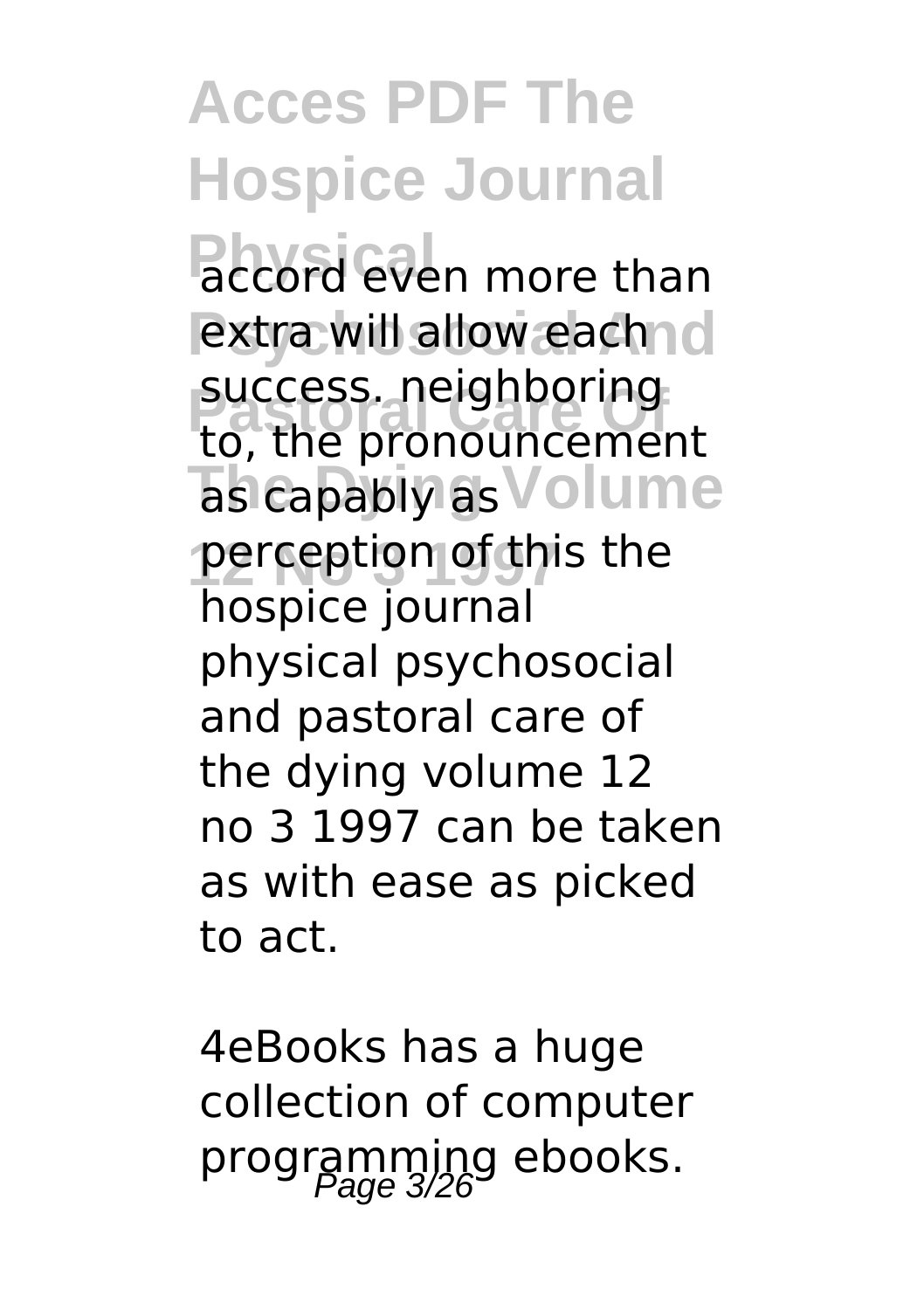accord even more than extra will allow each success. neighboring to, the pronouncement as capably as perception of this the hospice journal physical psychosocial and pastoral care of the dying volume 12 no 3 1997 can be taken as with ease as picked to act.

4eBooks has a huge collection of computer programming ebooks.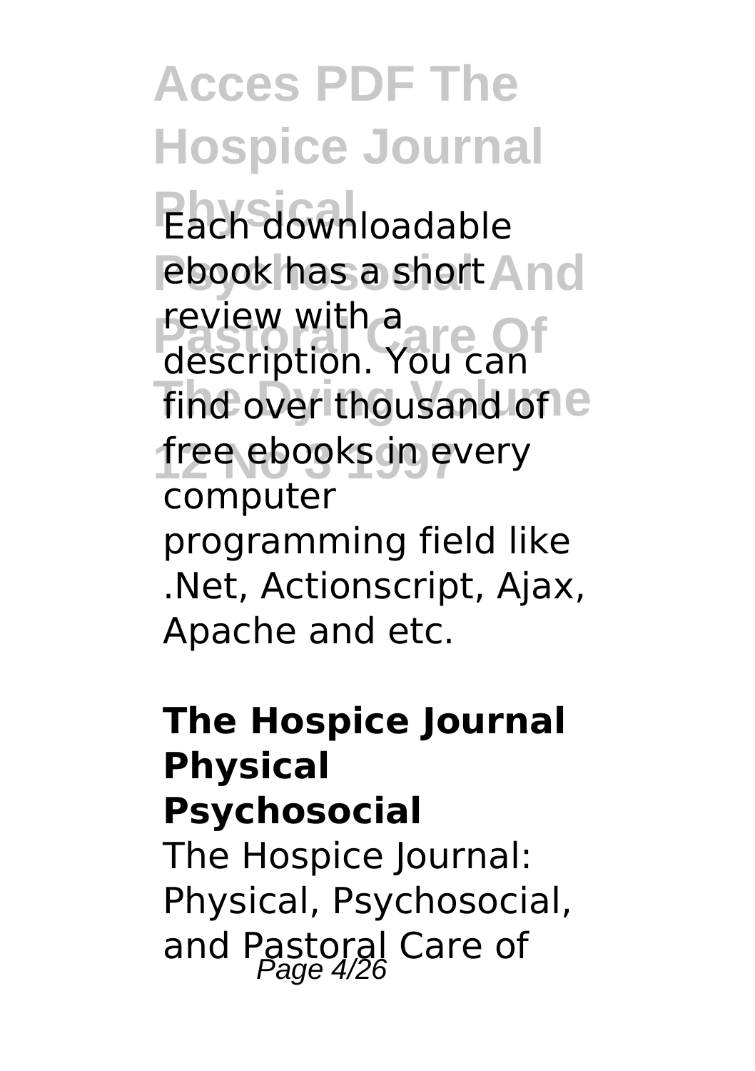Each downloadable ebook has a short review with a description. You can find over thousand of free ebooks in every computer programming field like .Net, Actionscript, Ajax, Apache and etc.

**The Hospice Journal Physical Psychosocial**

The Hospice Journal: Physical, Psychosocial, and Pastoral Care of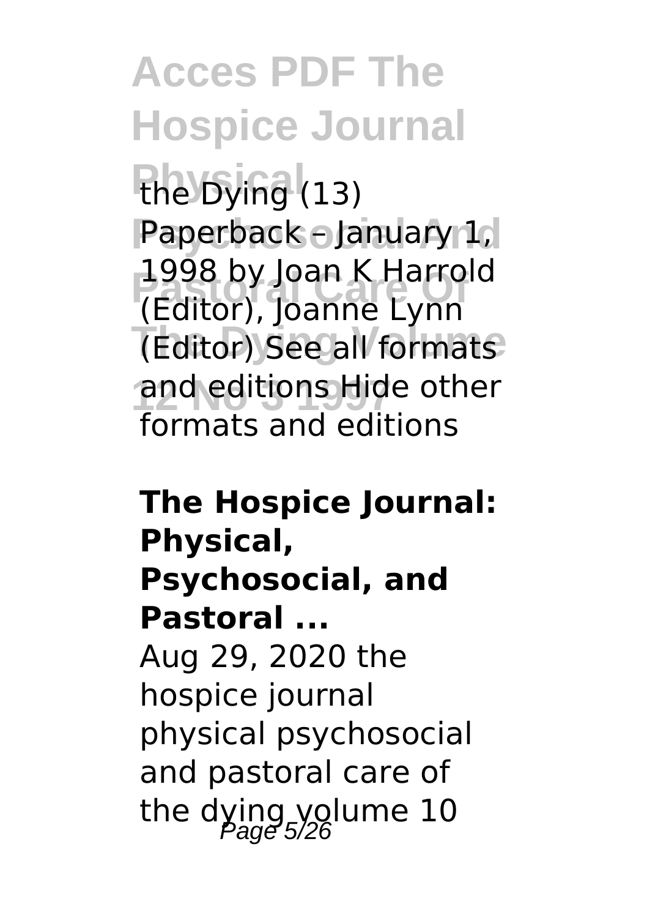the Dying (13) Paperback – January 1, 1998 by Joan K Harrold (Editor), Joanne Lynn (Editor) See all formats and editions Hide other formats and editions

**The Hospice Journal: Physical, Psychosocial, and Pastoral ...**

Aug 29, 2020 the hospice journal physical psychosocial and pastoral care of the dying volume 10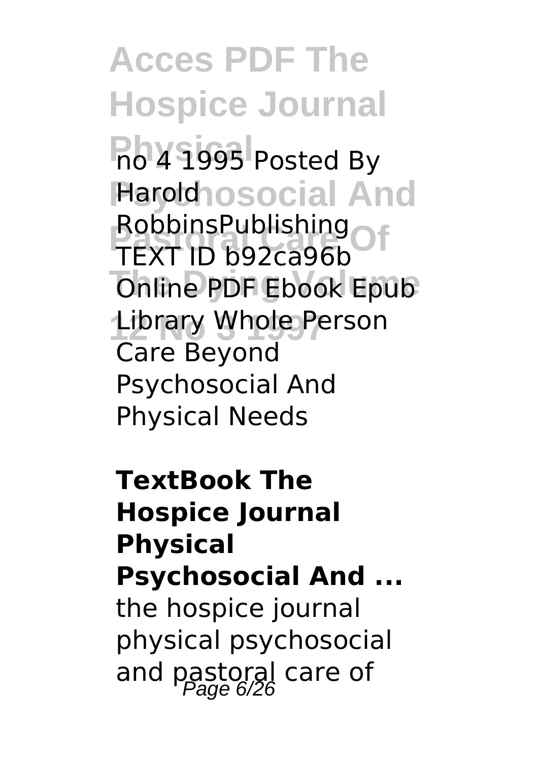no 4 1995 Posted By Harold RobbinsPublishing TEXT ID b92ca96b Online PDF Ebook Epub Library Whole Person Care Beyond Psychosocial And Physical Needs

**TextBook The Hospice Journal Physical Psychosocial And ...**

the hospice journal physical psychosocial and pastoral care of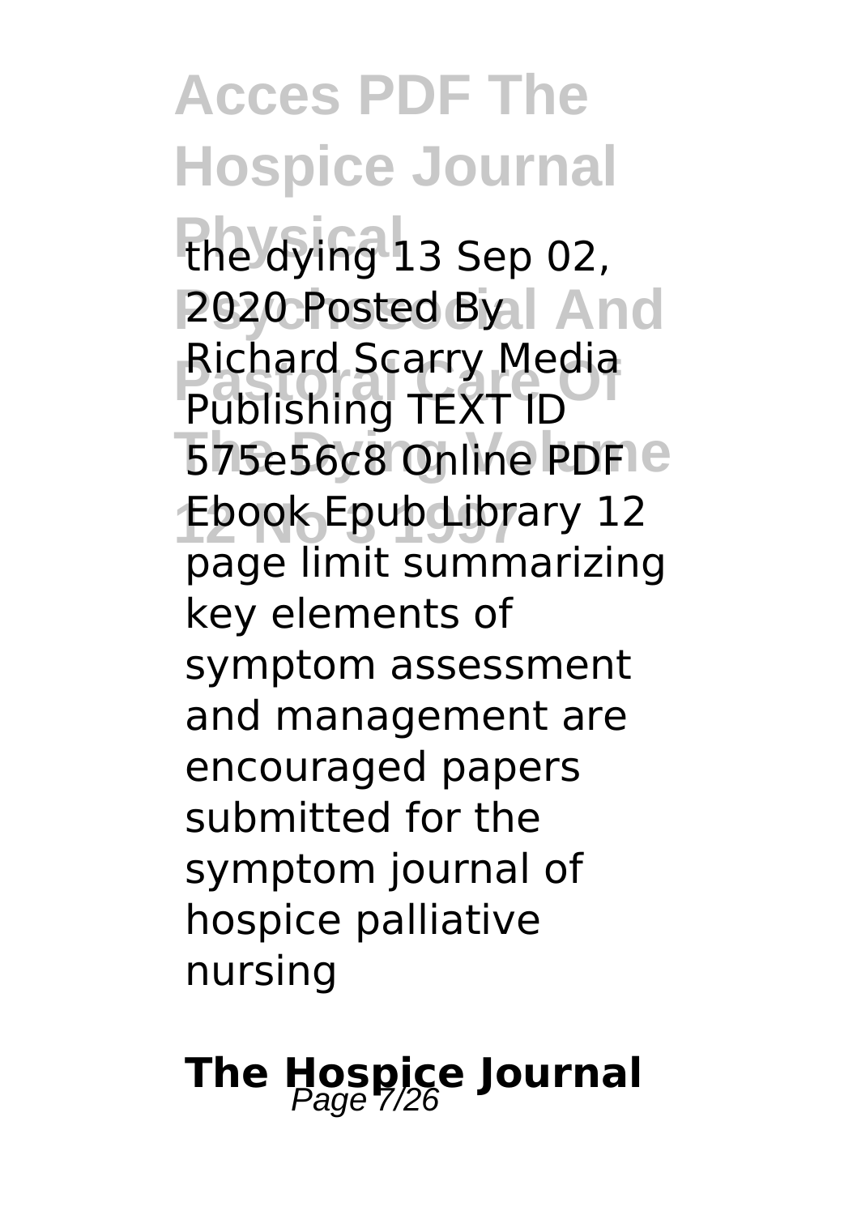the dying 13 Sep 02, 2020 Posted By Richard Scarry Media Publishing TEXT ID 575e56c8 Online PDF Ebook Epub Library 12 page limit summarizing key elements of symptom assessment and management are encouraged papers submitted for the symptom journal of hospice palliative nursing

## The Hospice Journal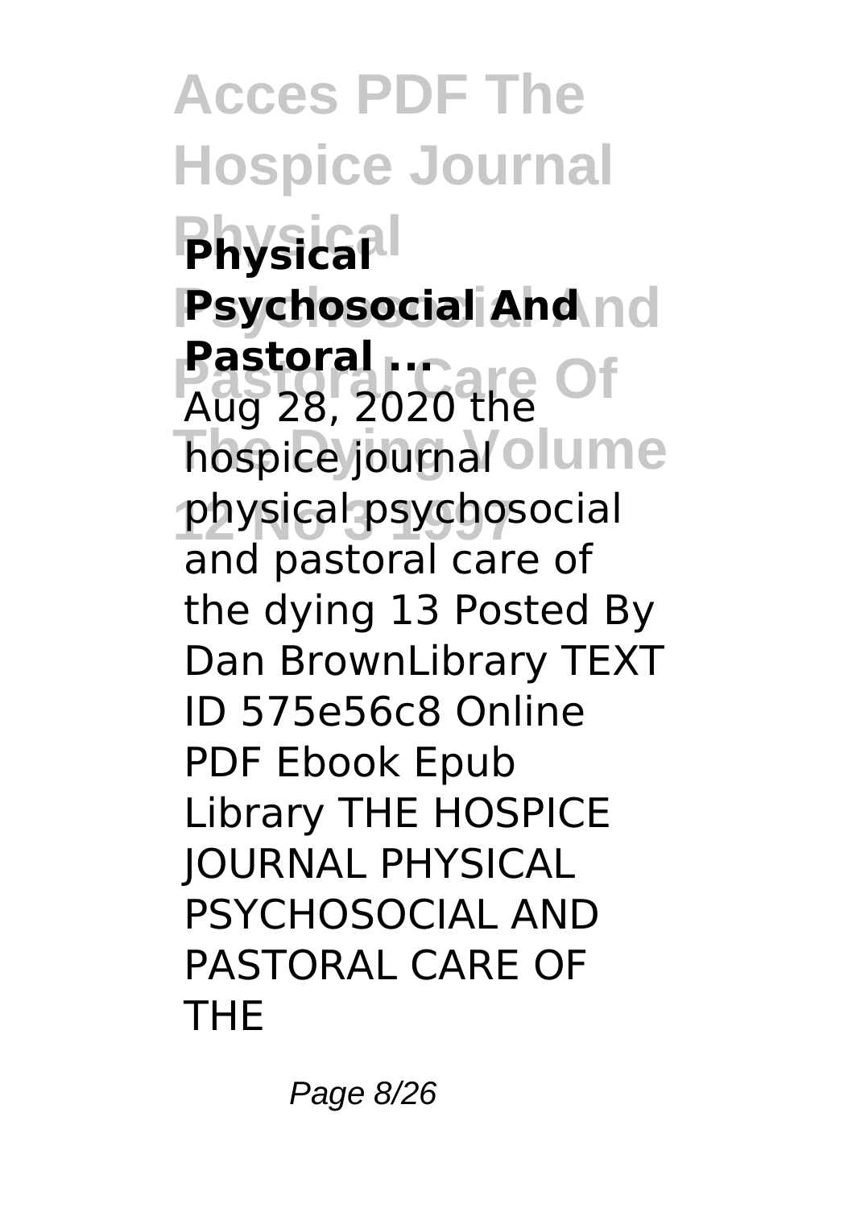**Physical Psychosocial And Pastoral ...**

Aug 28, 2020 the hospice journal physical psychosocial and pastoral care of the dying 13 Posted By Dan BrownLibrary TEXT ID 575e56c8 Online PDF Ebook Epub Library THE HOSPICE JOURNAL PHYSICAL PSYCHOSOCIAL AND PASTORAL CARE OF THE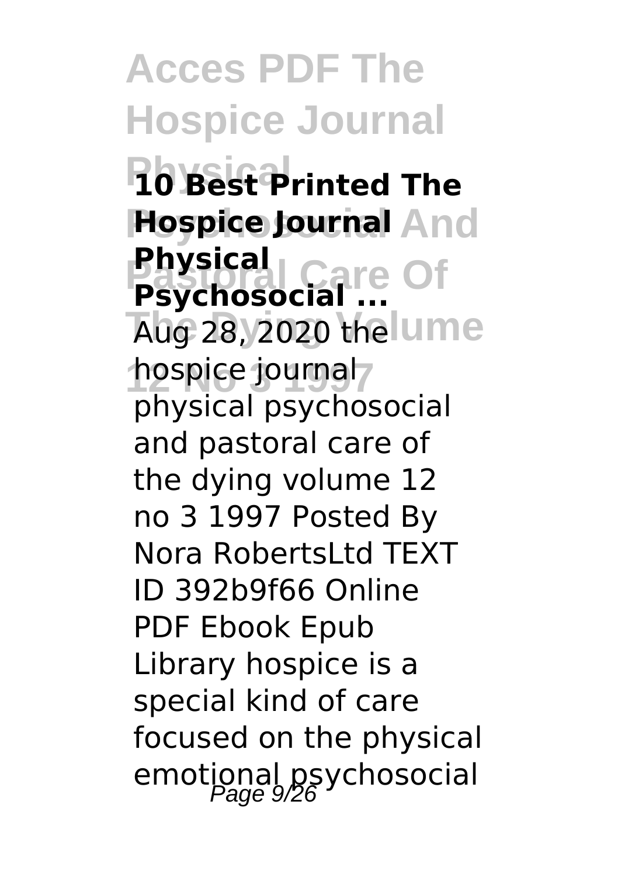**10 Best Printed The Hospice Journal Physical Psychosocial ...**

Aug 28, 2020 the hospice journal physical psychosocial and pastoral care of the dying volume 12 no 3 1997 Posted By Nora RobertsLtd TEXT ID 392b9f66 Online PDF Ebook Epub Library hospice is a special kind of care focused on the physical emotional psychosocial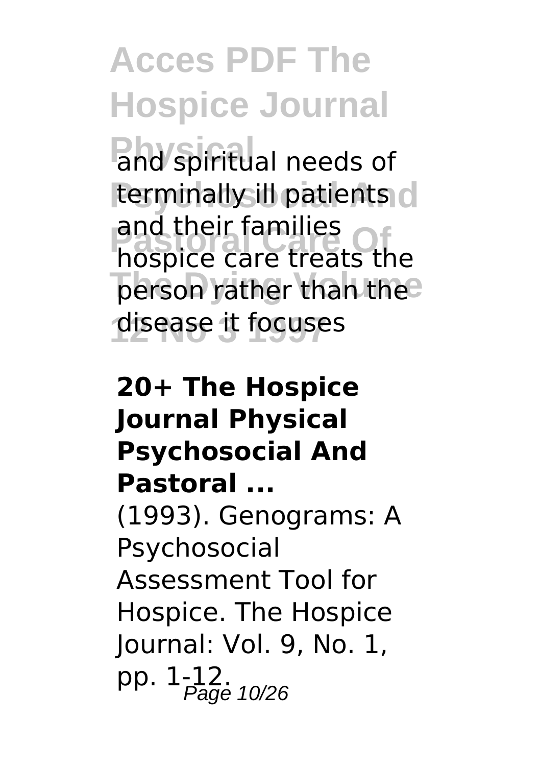and spiritual needs of terminally ill patients and their families hospice care treats the person rather than the disease it focuses

**20+ The Hospice Journal Physical Psychosocial And Pastoral ...**

(1993). Genograms: A Psychosocial Assessment Tool for Hospice. The Hospice Journal: Vol. 9, No. 1, pp. 1-12.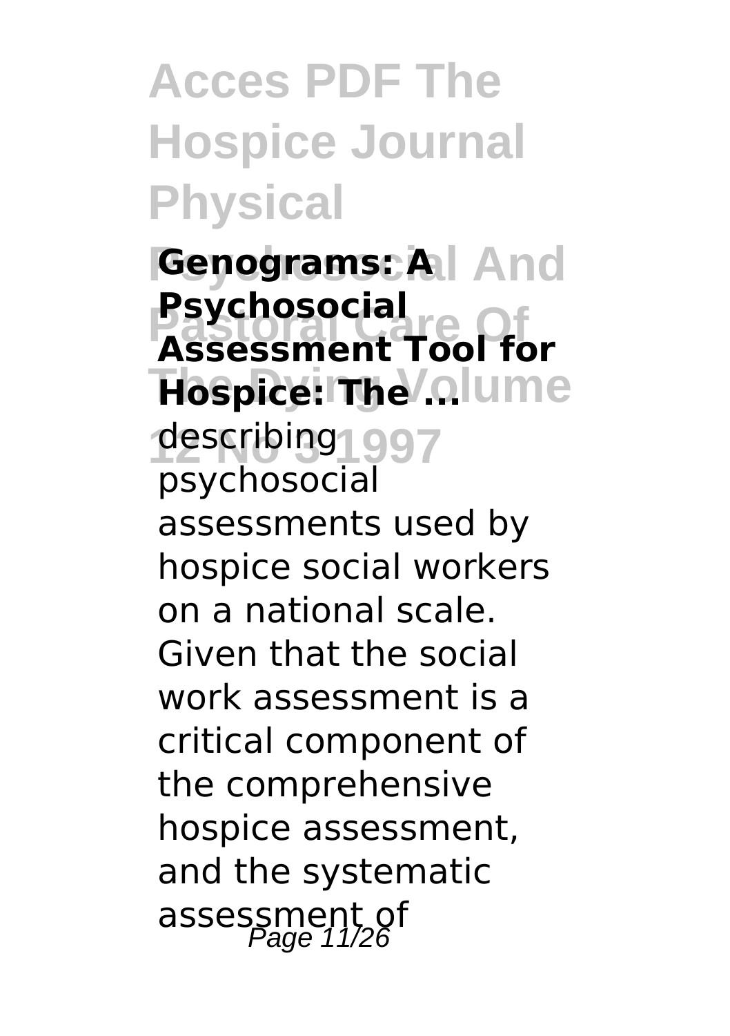**Genograms: A Psychosocial Assessment Tool for Hospice: The ...**

describing psychosocial assessments used by hospice social workers on a national scale. Given that the social work assessment is a critical component of the comprehensive hospice assessment, and the systematic assessment of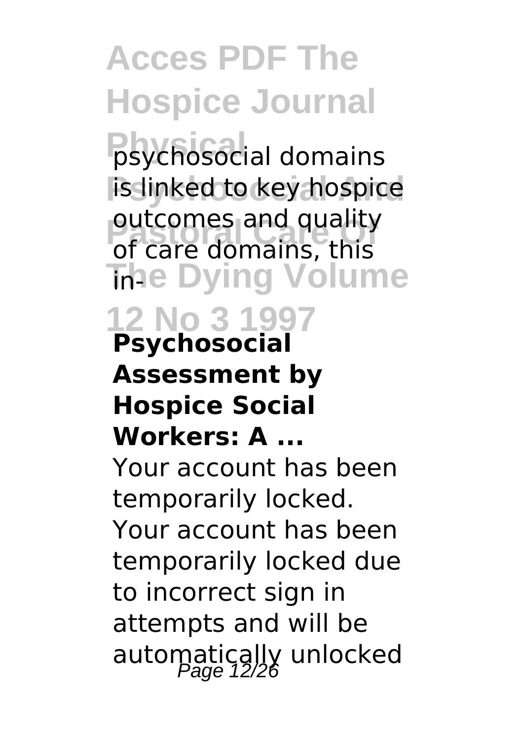psychosocial domains is linked to key hospice outcomes and quality of care domains, this in-

**Psychosocial Assessment by Hospice Social Workers: A ...**

Your account has been temporarily locked. Your account has been temporarily locked due to incorrect sign in attempts and will be automatically unlocked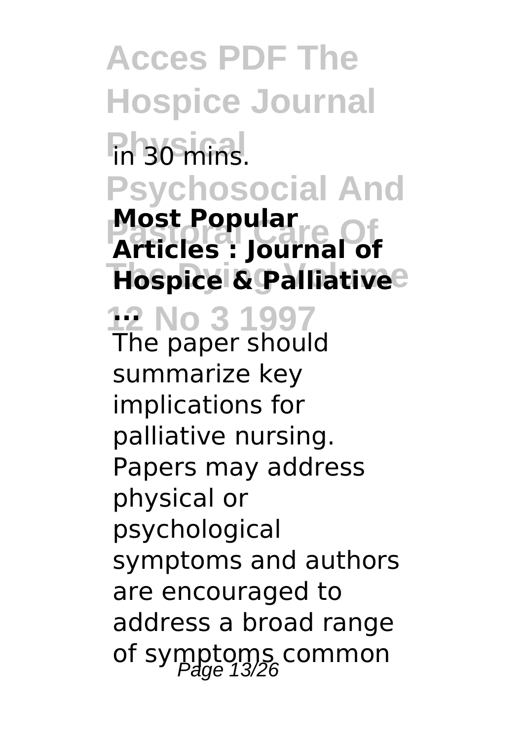in 30 mins.

**Most Popular Articles : Journal of Hospice & Palliative ...**

The paper should summarize key implications for palliative nursing. Papers may address physical or psychological symptoms and authors are encouraged to address a broad range of symptoms common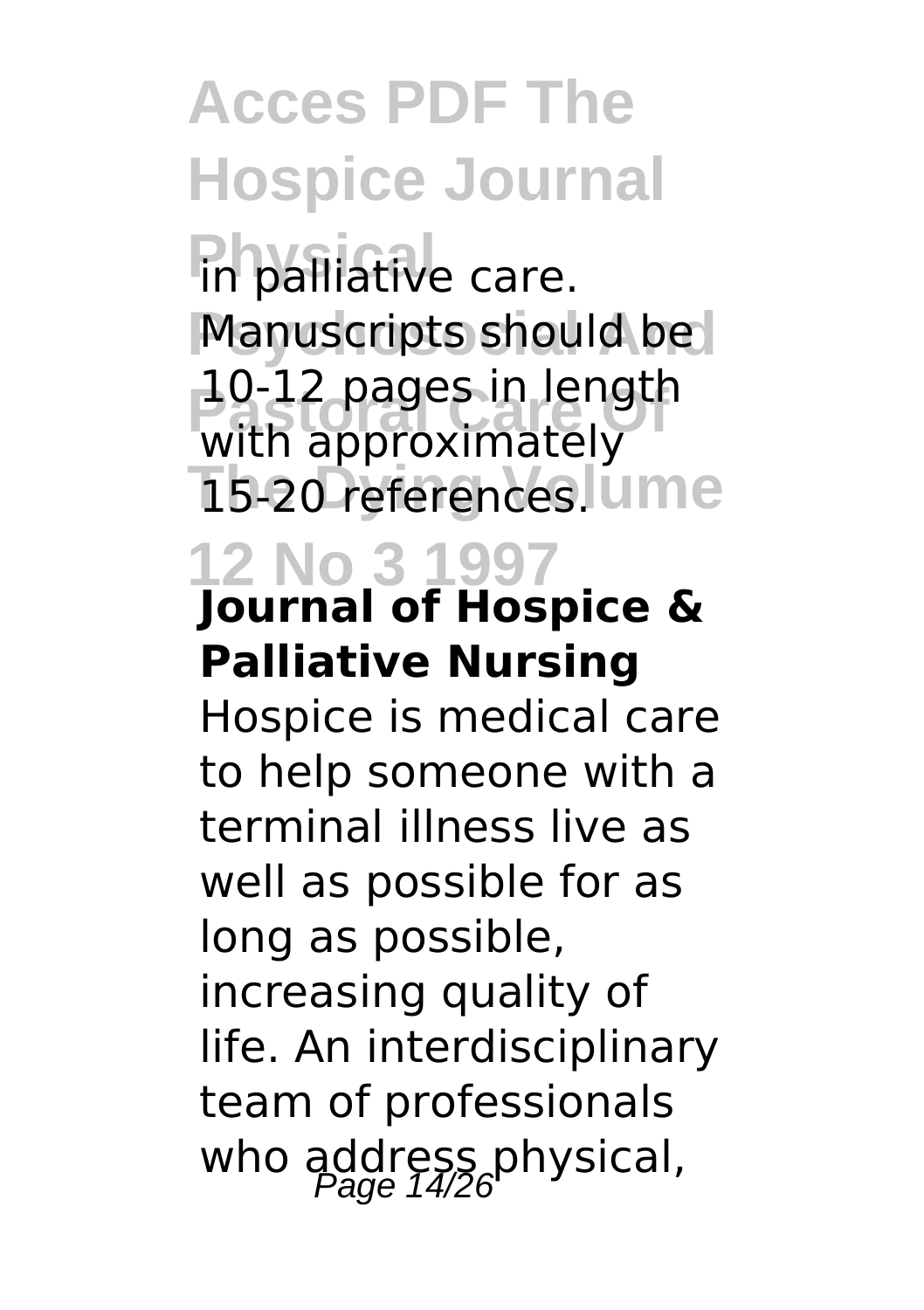in palliative care. Manuscripts should be 10-12 pages in length with approximately 15-20 references.

**Journal of Hospice & Palliative Nursing**

Hospice is medical care to help someone with a terminal illness live as well as possible for as long as possible, increasing quality of life. An interdisciplinary team of professionals who address physical,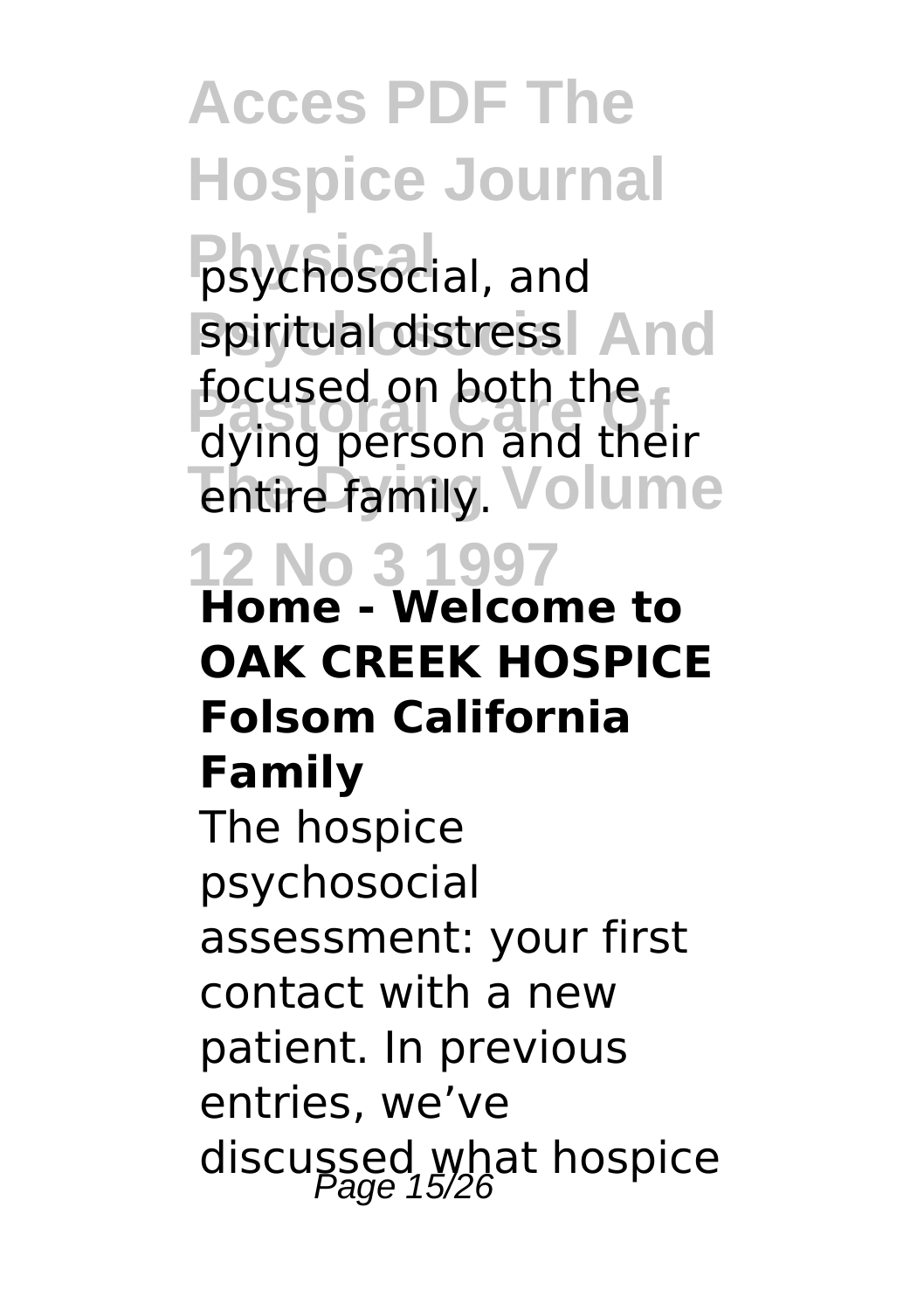psychosocial, and spiritual distress focused on both the dying person and their entire family.

**Home - Welcome to OAK CREEK HOSPICE Folsom California Family**

The hospice psychosocial assessment: your first contact with a new patient. In previous entries, we've discussed what hospice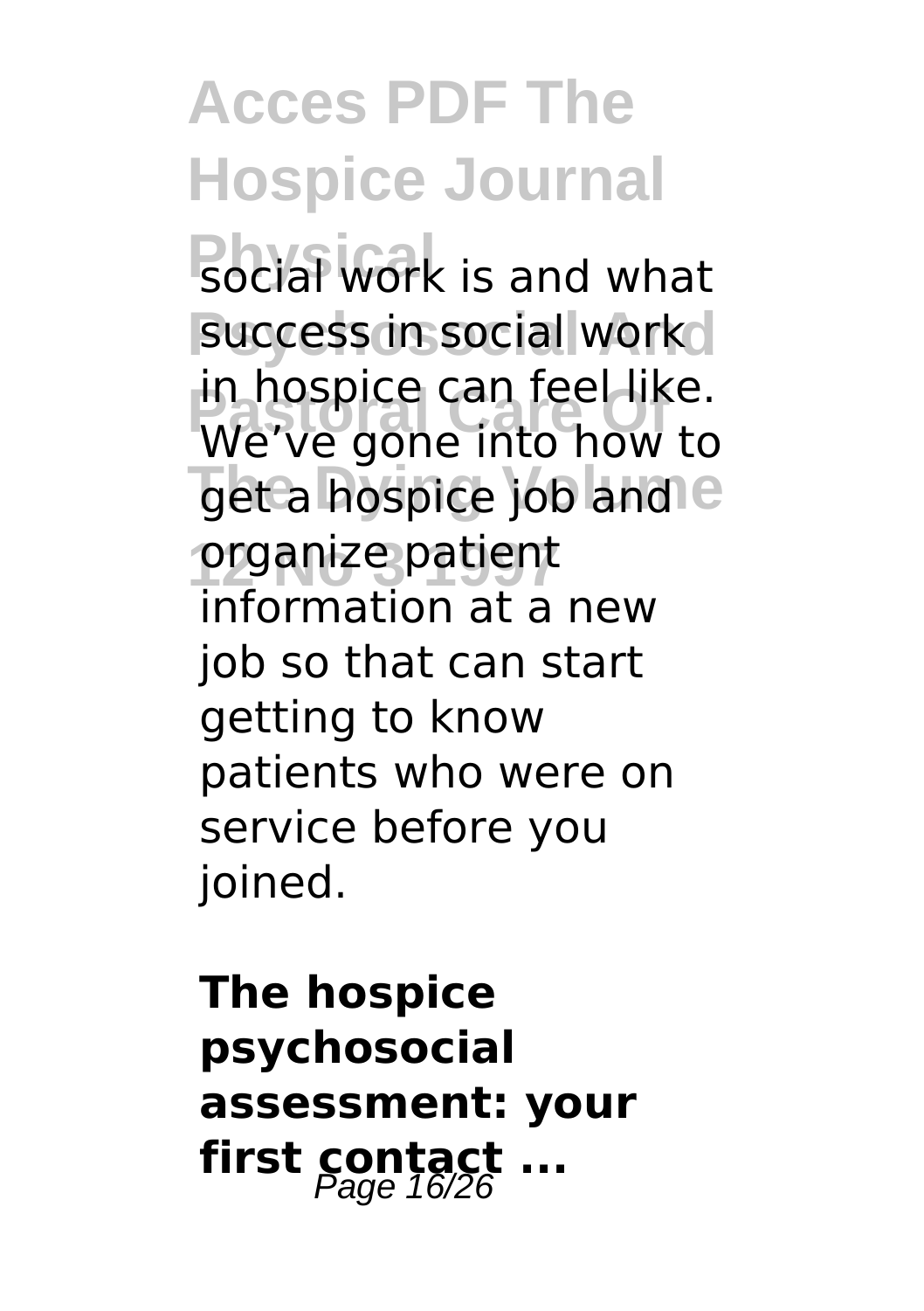social work is and what success in social work in hospice can feel like. We've gone into how to get a hospice job and organize patient information at a new job so that can start getting to know patients who were on service before you joined.

**The hospice psychosocial assessment: your first contact ...**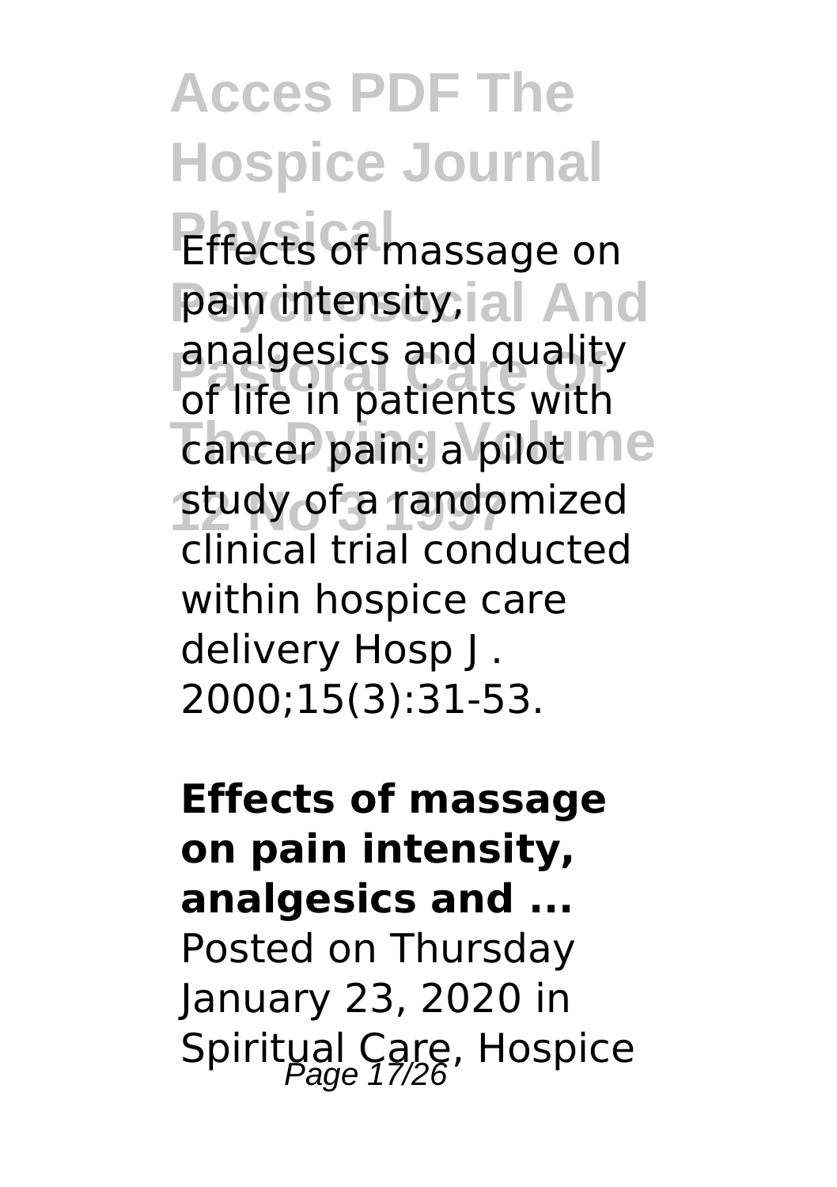Effects of massage on pain intensity, analgesics and quality of life in patients with cancer pain: a pilot study of a randomized clinical trial conducted within hospice care delivery Hosp J . 2000;15(3):31-53.

**Effects of massage on pain intensity, analgesics and ...**
Posted on Thursday January 23, 2020 in Spiritual Care, Hospice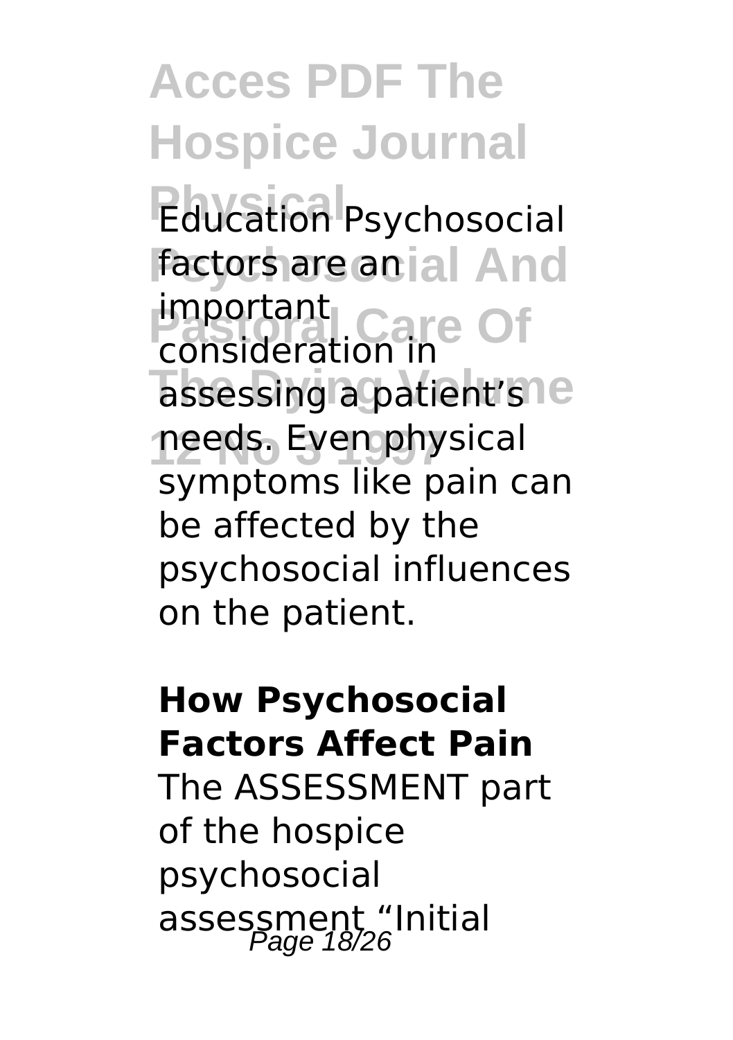Education Psychosocial factors are an important consideration in assessing a patient's needs. Even physical symptoms like pain can be affected by the psychosocial influences on the patient.

**How Psychosocial Factors Affect Pain**

The ASSESSMENT part of the hospice psychosocial assessment "Initial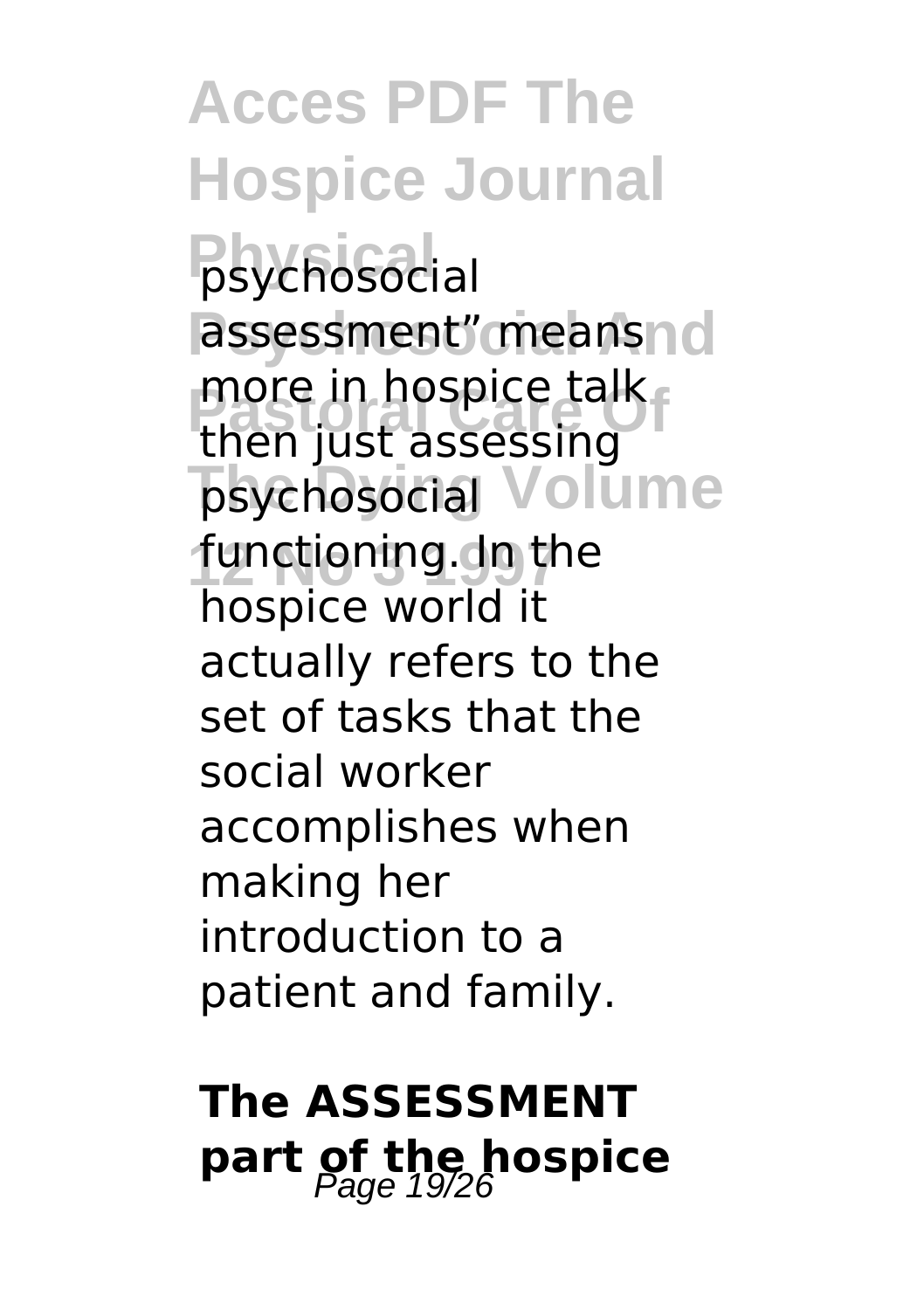psychosocial assessment" means more in hospice talk then just assessing psychosocial functioning. In the hospice world it actually refers to the set of tasks that the social worker accomplishes when making her introduction to a patient and family.

## The ASSESSMENT part of the hospice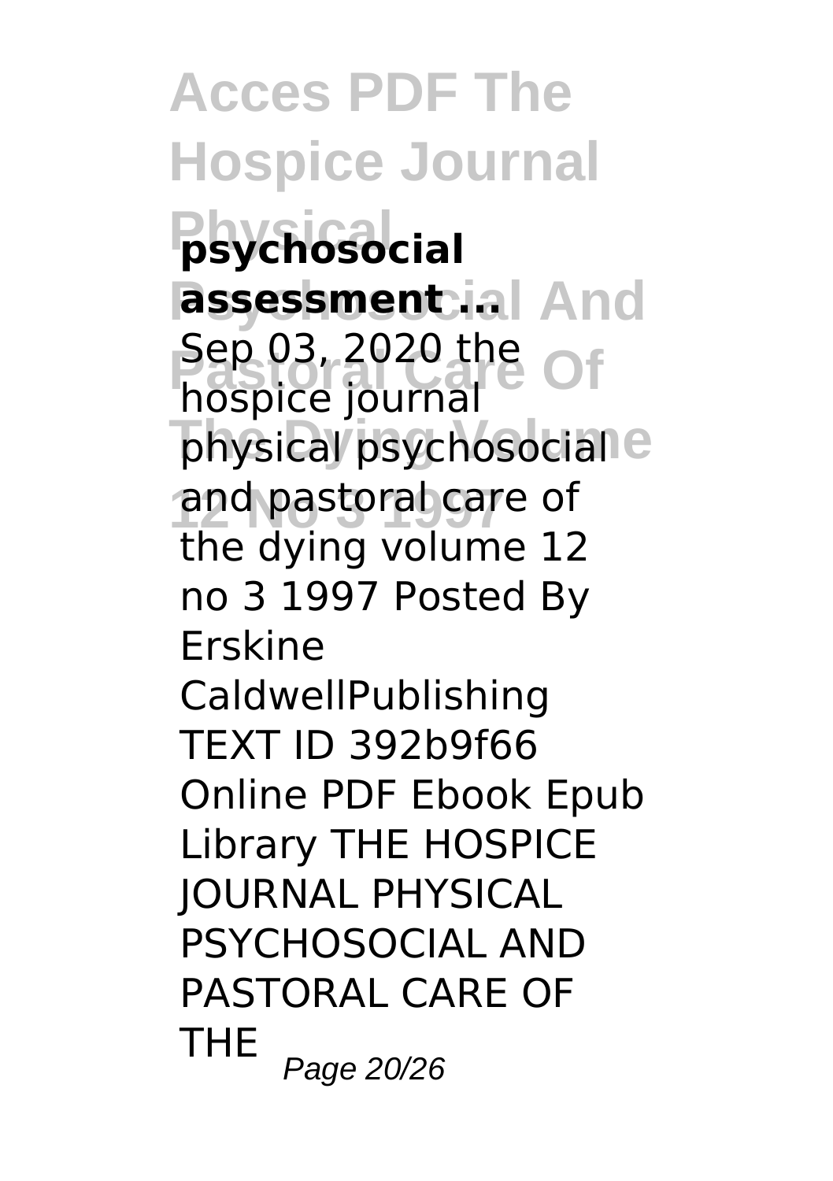**psychosocial assessment ...**

Sep 03, 2020 the hospice journal physical psychosocial and pastoral care of the dying volume 12 no 3 1997 Posted By Erskine CaldwellPublishing TEXT ID 392b9f66 Online PDF Ebook Epub Library THE HOSPICE JOURNAL PHYSICAL PSYCHOSOCIAL AND PASTORAL CARE OF THE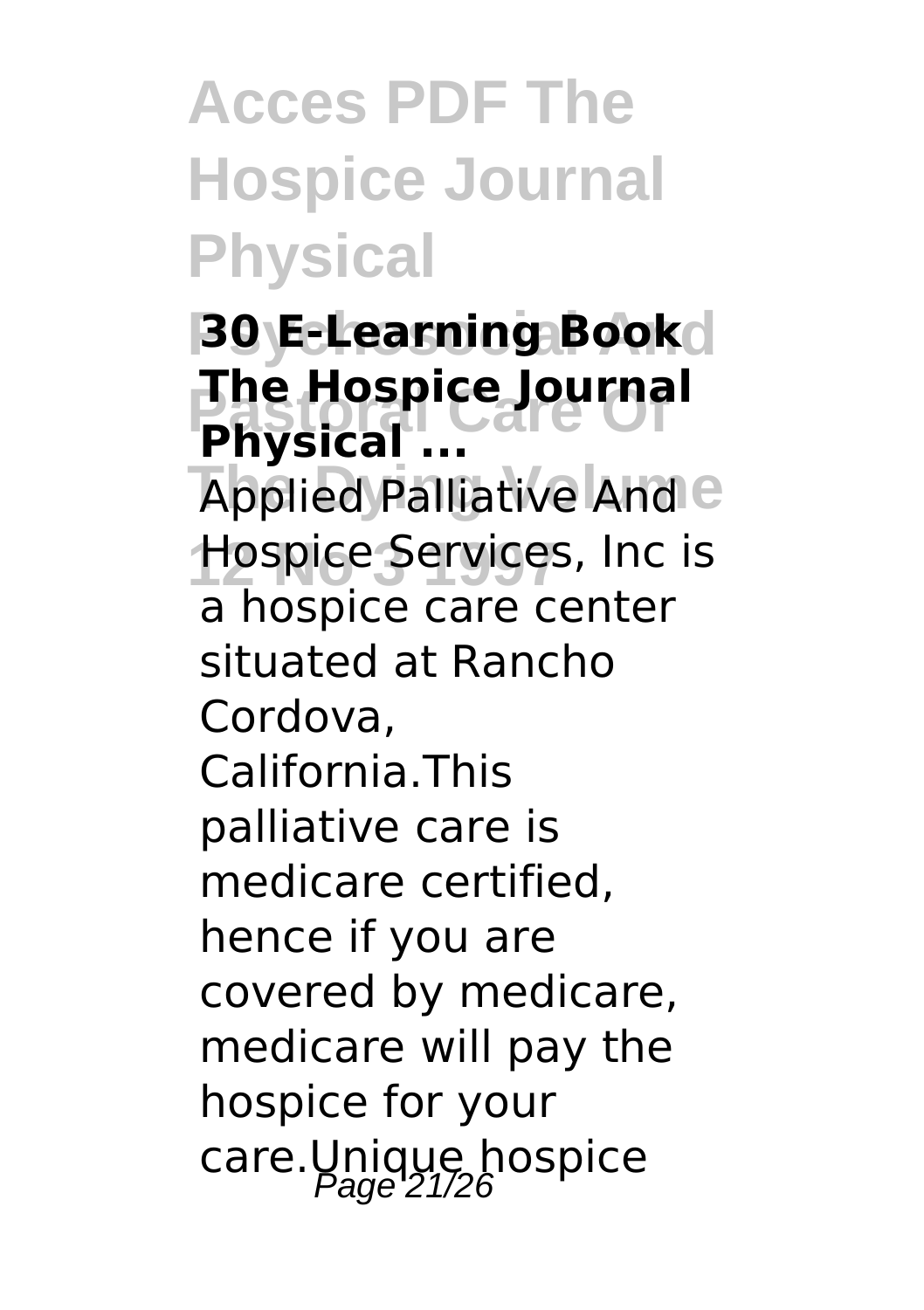**30 E-Learning Book The Hospice Journal Physical ...**

Applied Palliative And Hospice Services, Inc is a hospice care center situated at Rancho Cordova, California.This palliative care is medicare certified, hence if you are covered by medicare, medicare will pay the hospice for your care.Unique hospice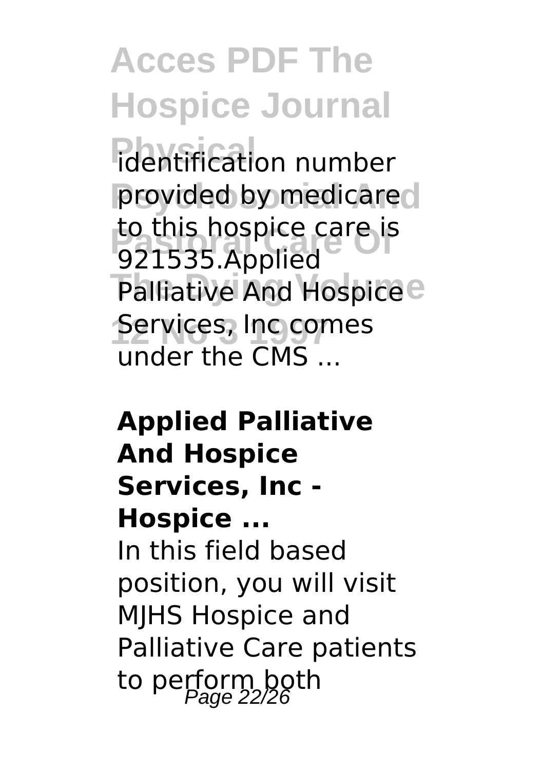identification number provided by medicare to this hospice care is 921535.Applied Palliative And Hospice Services, Inc comes under the CMS ...

**Applied Palliative And Hospice Services, Inc - Hospice ...**

In this field based position, you will visit MJHS Hospice and Palliative Care patients to perform both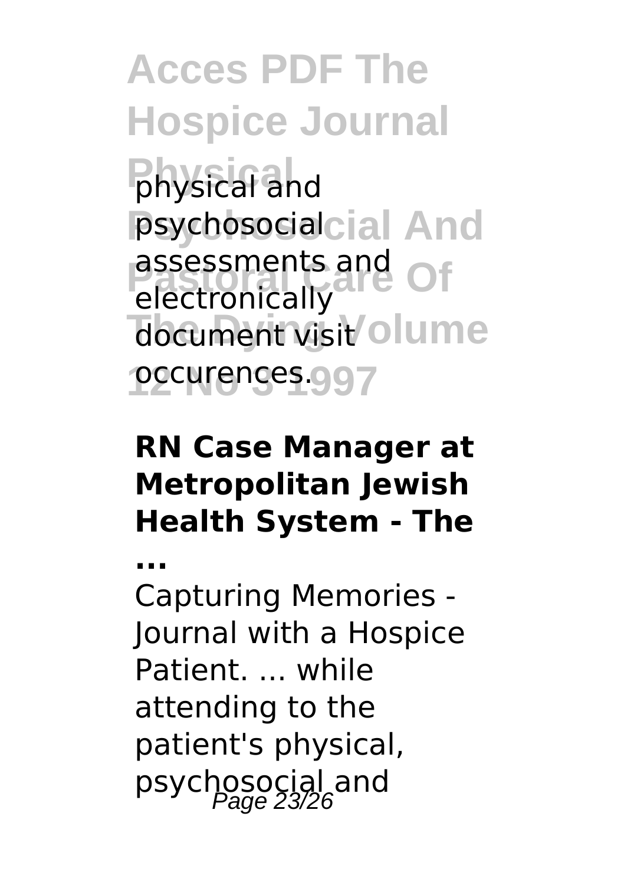physical and psychosocial assessments and electronically document visit occurences.

**RN Case Manager at Metropolitan Jewish Health System - The ...**

Capturing Memories - Journal with a Hospice Patient. ... while attending to the patient's physical, psychosocial and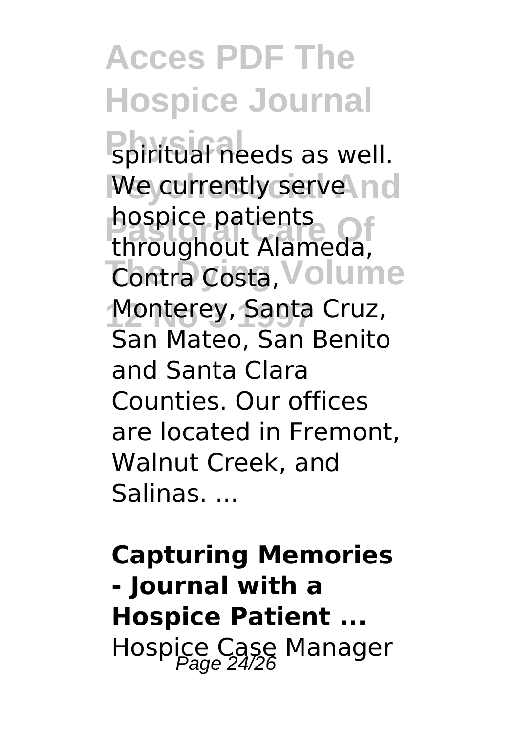spiritual needs as well. We currently serve hospice patients throughout Alameda, Contra Costa, Monterey, Santa Cruz, San Mateo, San Benito and Santa Clara Counties. Our offices are located in Fremont, Walnut Creek, and Salinas. ...

**Capturing Memories - Journal with a Hospice Patient ...**

Hospice Case Manager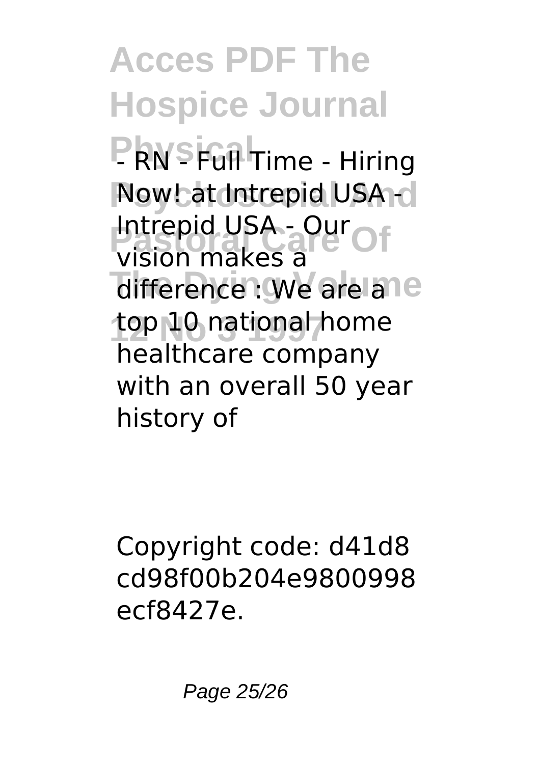- RN - Full Time - Hiring Now! at Intrepid USA - Intrepid USA - Our vision makes a difference : We are a top 10 national home healthcare company with an overall 50 year history of

Copyright code: d41d8cd98f00b204e9800998ecf8427e.